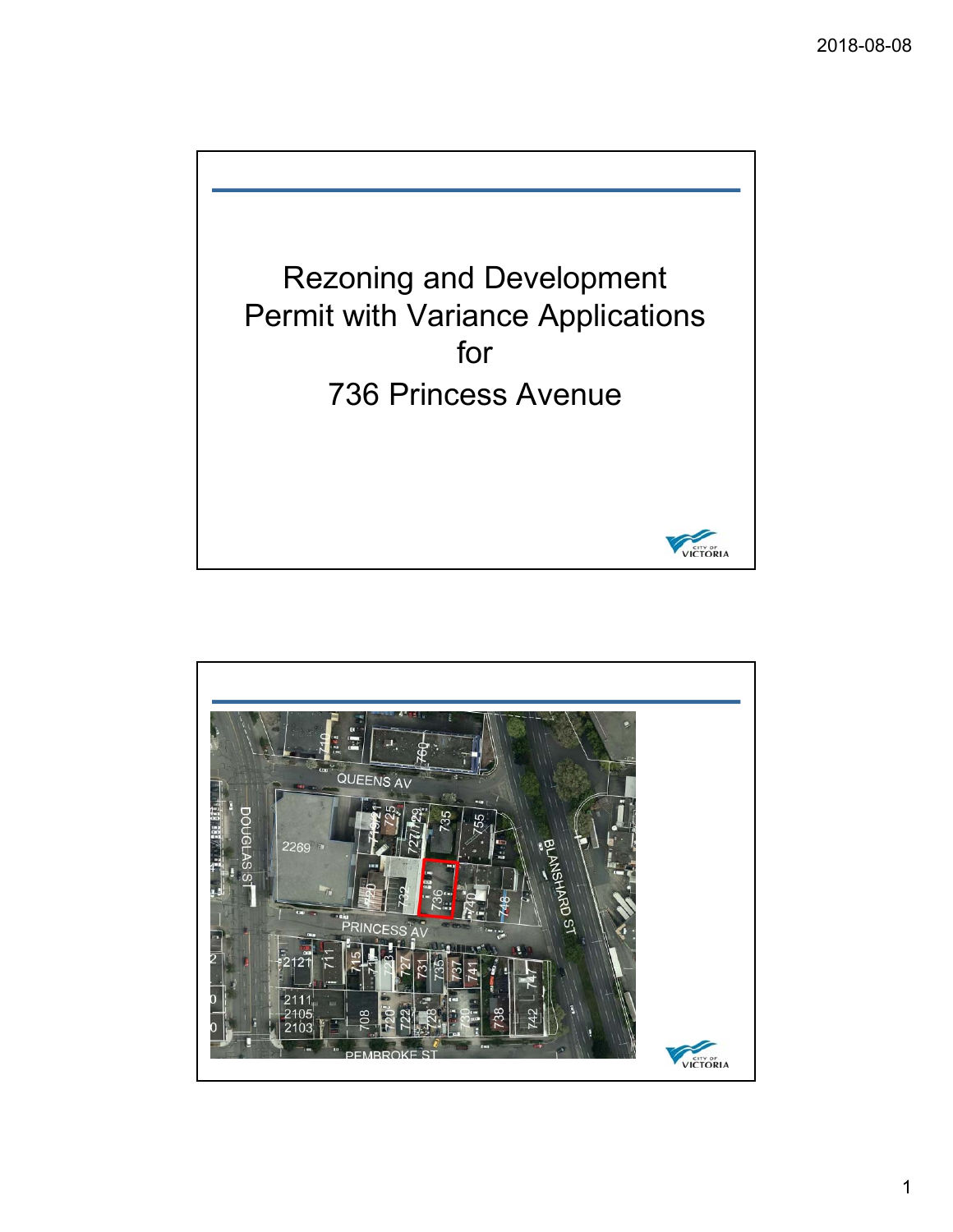# Rezoning and Development Permit with Variance Applications for 736 Princess Avenue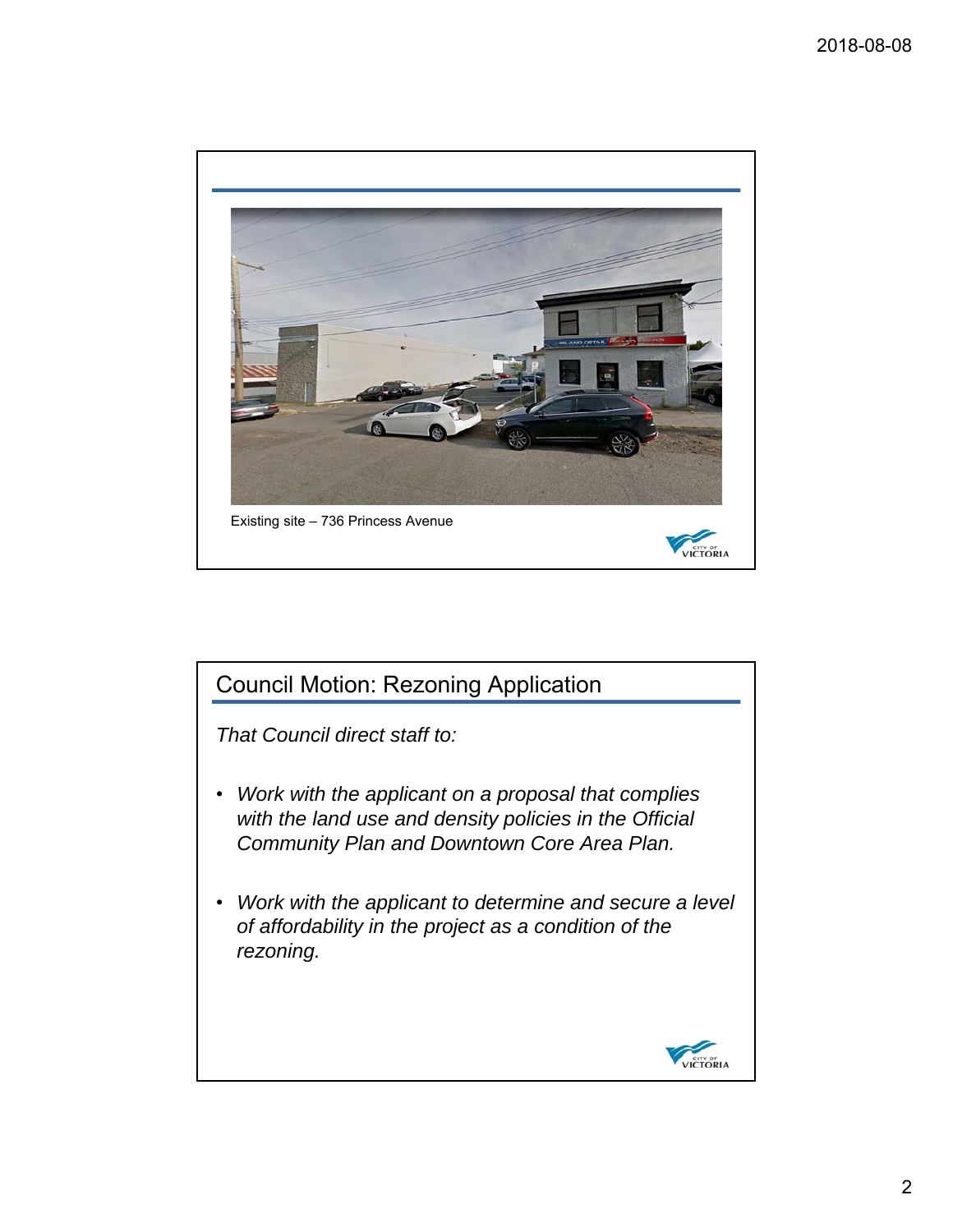Existing site – 736 Princess Avenue

## Council Motion: Rezoning Application

*That Council direct staff to:*

- *Work with the applicant on a proposal that complies with the land use and density policies in the Official Community Plan and Downtown Core Area Plan.*
- *Work with the applicant to determine and secure a level of affordability in the project as a condition of the rezoning.*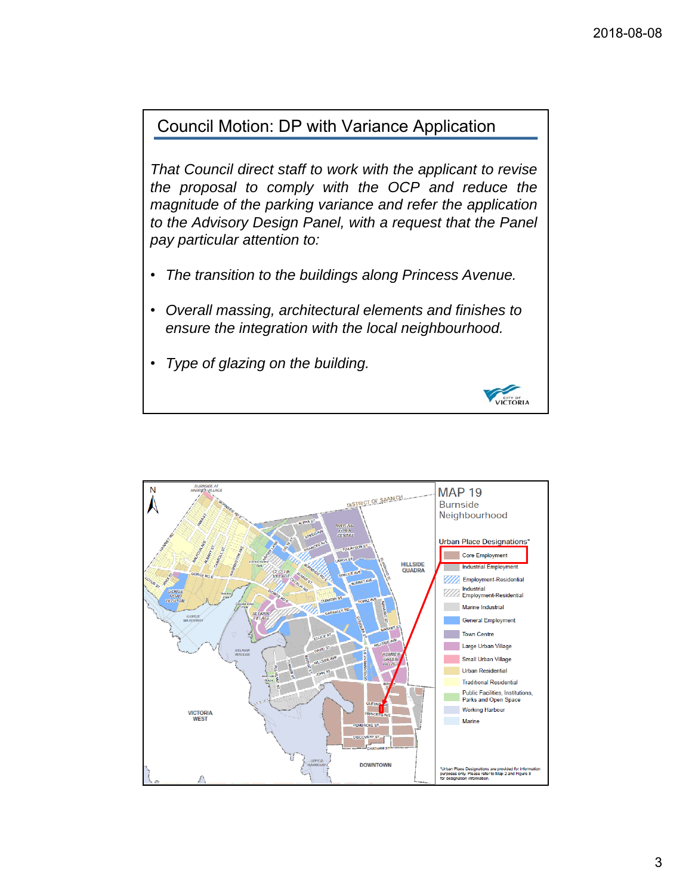## Council Motion: DP with Variance Application

*That Council direct staff to work with the applicant to revise the proposal to comply with the OCP and reduce the magnitude of the parking variance and refer the application to the Advisory Design Panel, with a request that the Panel pay particular attention to:*

- *The transition to the buildings along Princess Avenue.*
- *Overall massing, architectural elements and finishes to ensure the integration with the local neighbourhood.*
- *Type of glazing on the building.*

## MAP 19
Burnside Neighbourhood

**Urban Place Designations***

- Core Employment
- Industrial Employment
- Employment-Residential
- Industrial Employment-Residential
- Marine Industrial
- General Employment
- Town Centre
- Large Urban Village
- Small Urban Village
- Urban Residential
- Traditional Residential
- Public Facilities, Institutions, Parks and Open Space
- Working Harbour
- Marine

*Urban Place Designations are provided for information purposes only. Please refer to Map 2 and Figure 8 for designation information.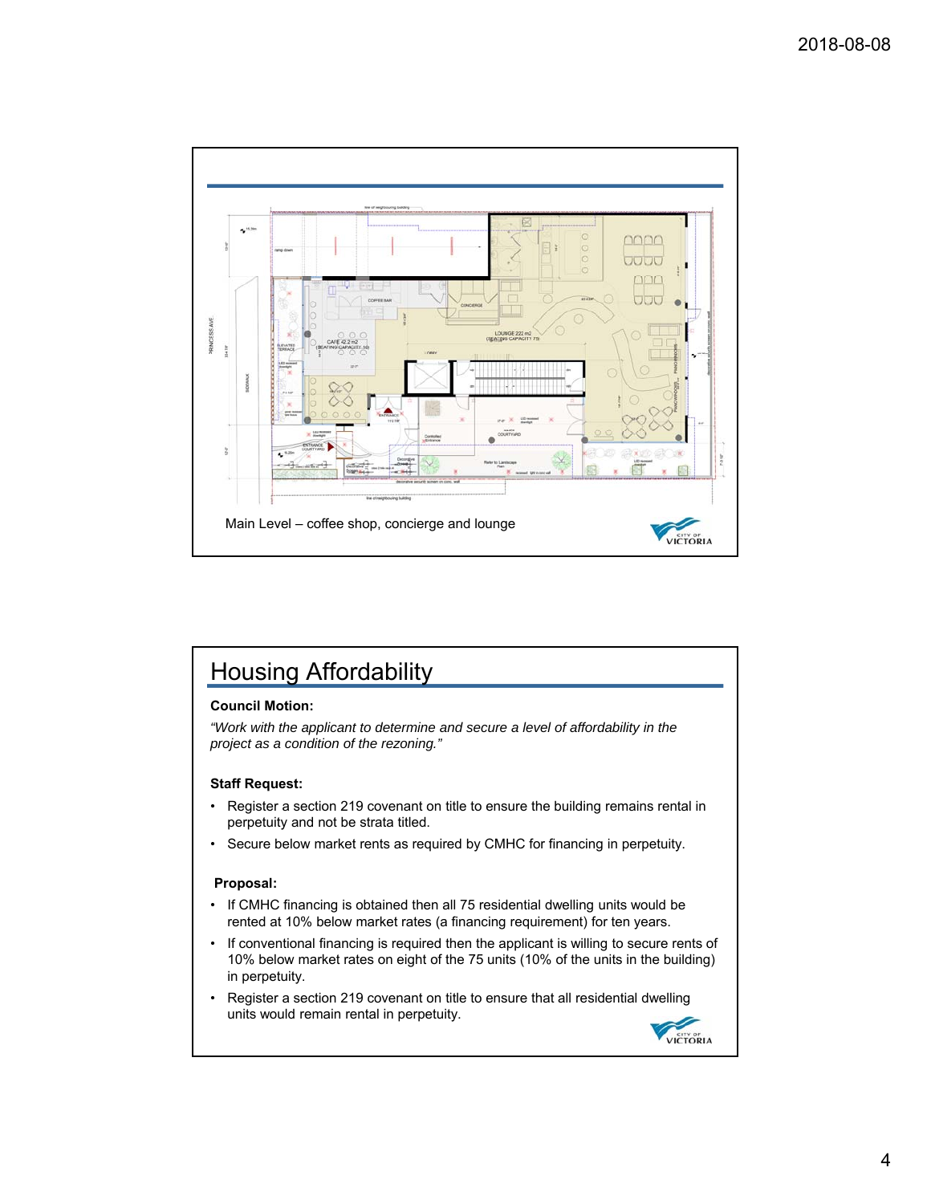Main Level – coffee shop, concierge and lounge

## Housing Affordability

**Council Motion:**

*"Work with the applicant to determine and secure a level of affordability in the project as a condition of the rezoning."*

**Staff Request:**

- Register a section 219 covenant on title to ensure the building remains rental in perpetuity and not be strata titled.
- Secure below market rents as required by CMHC for financing in perpetuity.

**Proposal:**

- If CMHC financing is obtained then all 75 residential dwelling units would be rented at 10% below market rates (a financing requirement) for ten years.
- If conventional financing is required then the applicant is willing to secure rents of 10% below market rates on eight of the 75 units (10% of the units in the building) in perpetuity.
- Register a section 219 covenant on title to ensure that all residential dwelling units would remain rental in perpetuity.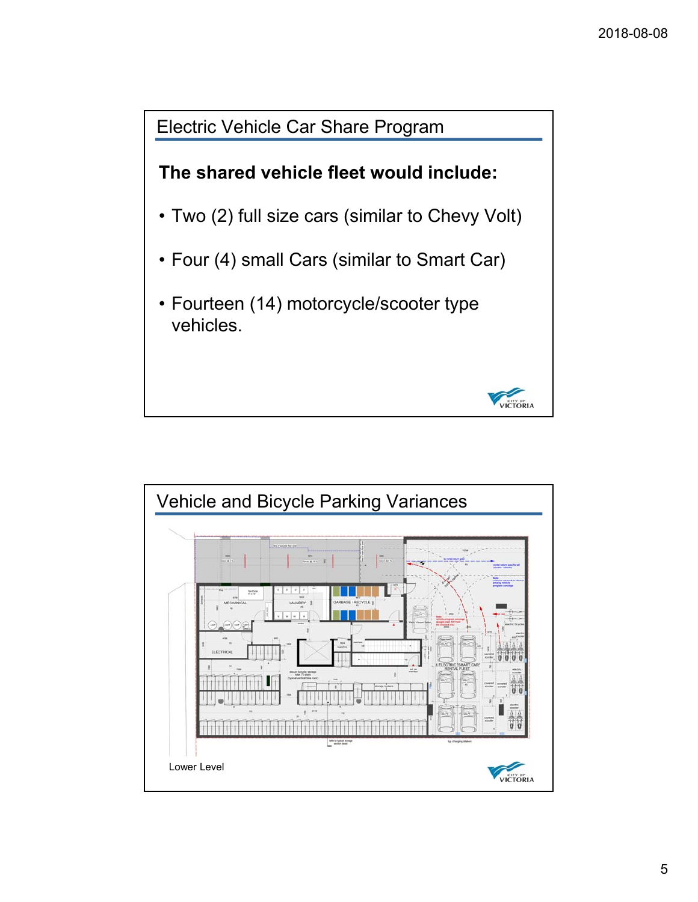## Electric Vehicle Car Share Program

**The shared vehicle fleet would include:**

- Two (2) full size cars (similar to Chevy Volt)
- Four (4) small Cars (similar to Smart Car)
- Fourteen (14) motorcycle/scooter type vehicles.

## Vehicle and Bicycle Parking Variances

Lower Level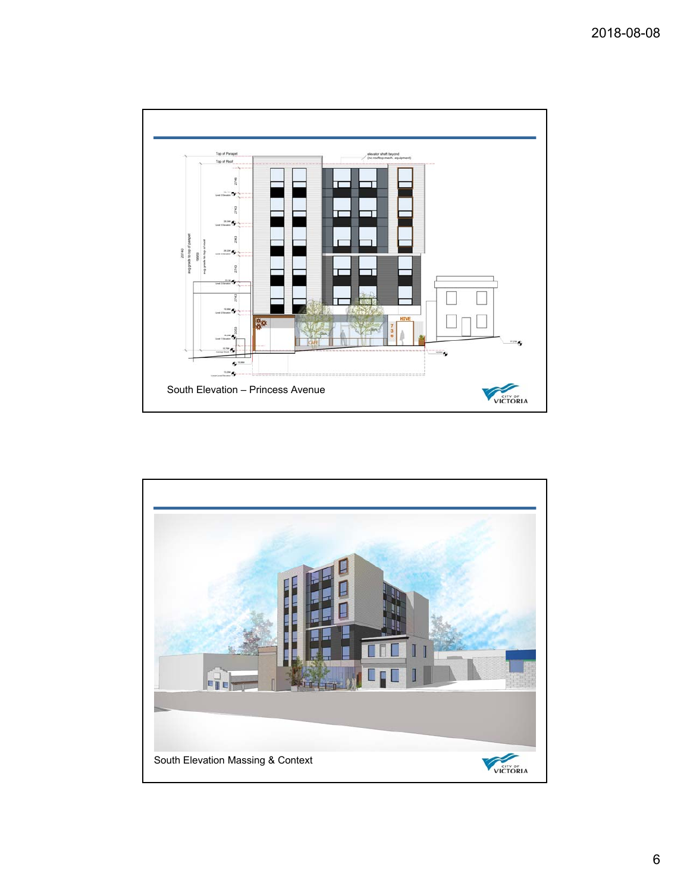South Elevation – Princess Avenue

South Elevation Massing & Context